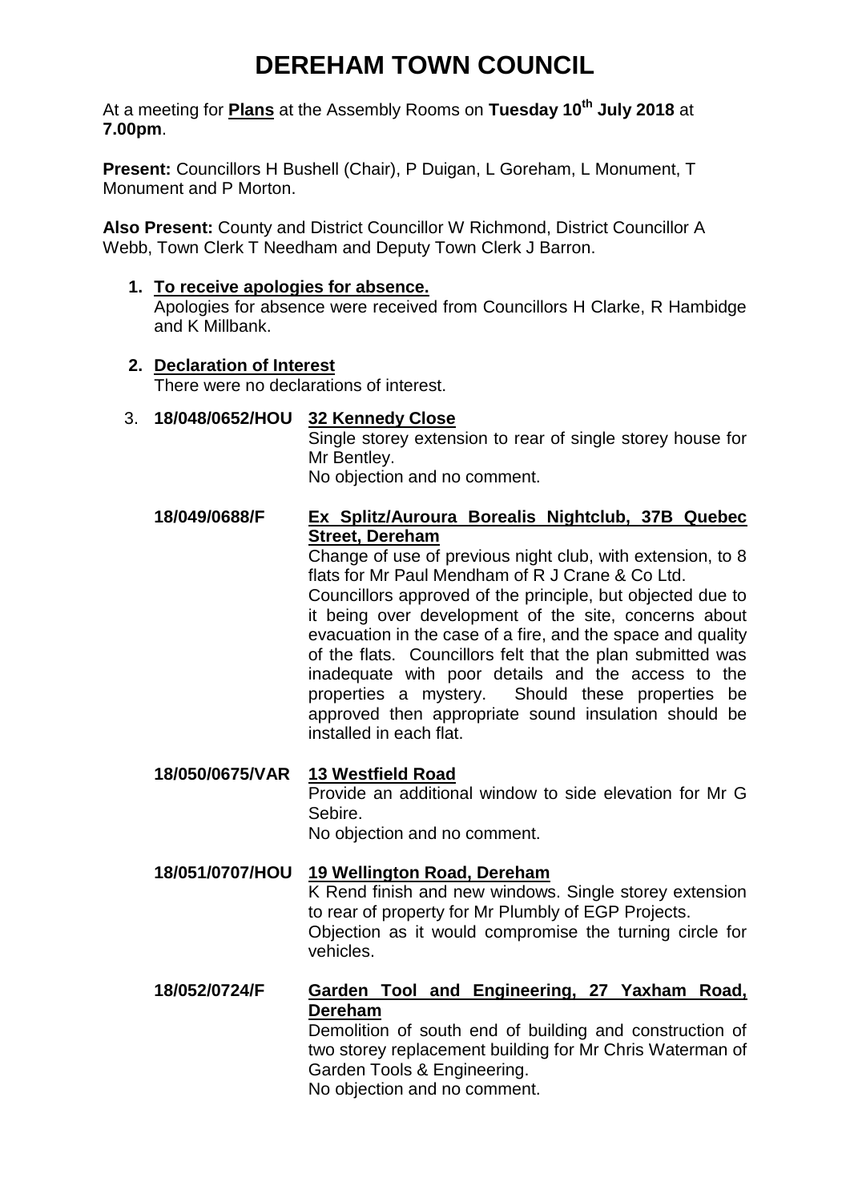# DEREHAM TOWN COUNCIL

At a meeting for **Plans** at the Assembly Rooms on **Tuesday 10th July 2018** at **7.00pm**.

**Present:** Councillors H Bushell (Chair), P Duigan, L Goreham, L Monument, T Monument and P Morton.

**Also Present:** County and District Councillor W Richmond, District Councillor A Webb, Town Clerk T Needham and Deputy Town Clerk J Barron.

1. **To receive apologies for absence.**
   Apologies for absence were received from Councillors H Clarke, R Hambidge and K Millbank.

2. **Declaration of Interest**
   There were no declarations of interest.

3. **18/048/0652/HOU** **32 Kennedy Close**
   Single storey extension to rear of single storey house for Mr Bentley.
   No objection and no comment.

   **18/049/0688/F** **Ex Splitz/Auroura Borealis Nightclub, 37B Quebec Street, Dereham**
   Change of use of previous night club, with extension, to 8 flats for Mr Paul Mendham of R J Crane & Co Ltd.
   Councillors approved of the principle, but objected due to it being over development of the site, concerns about evacuation in the case of a fire, and the space and quality of the flats. Councillors felt that the plan submitted was inadequate with poor details and the access to the properties a mystery. Should these properties be approved then appropriate sound insulation should be installed in each flat.

   **18/050/0675/VAR** **13 Westfield Road**
   Provide an additional window to side elevation for Mr G Sebire.
   No objection and no comment.

   **18/051/0707/HOU** **19 Wellington Road, Dereham**
   K Rend finish and new windows. Single storey extension to rear of property for Mr Plumbly of EGP Projects.
   Objection as it would compromise the turning circle for vehicles.

   **18/052/0724/F** **Garden Tool and Engineering, 27 Yaxham Road, Dereham**
   Demolition of south end of building and construction of two storey replacement building for Mr Chris Waterman of Garden Tools & Engineering.
   No objection and no comment.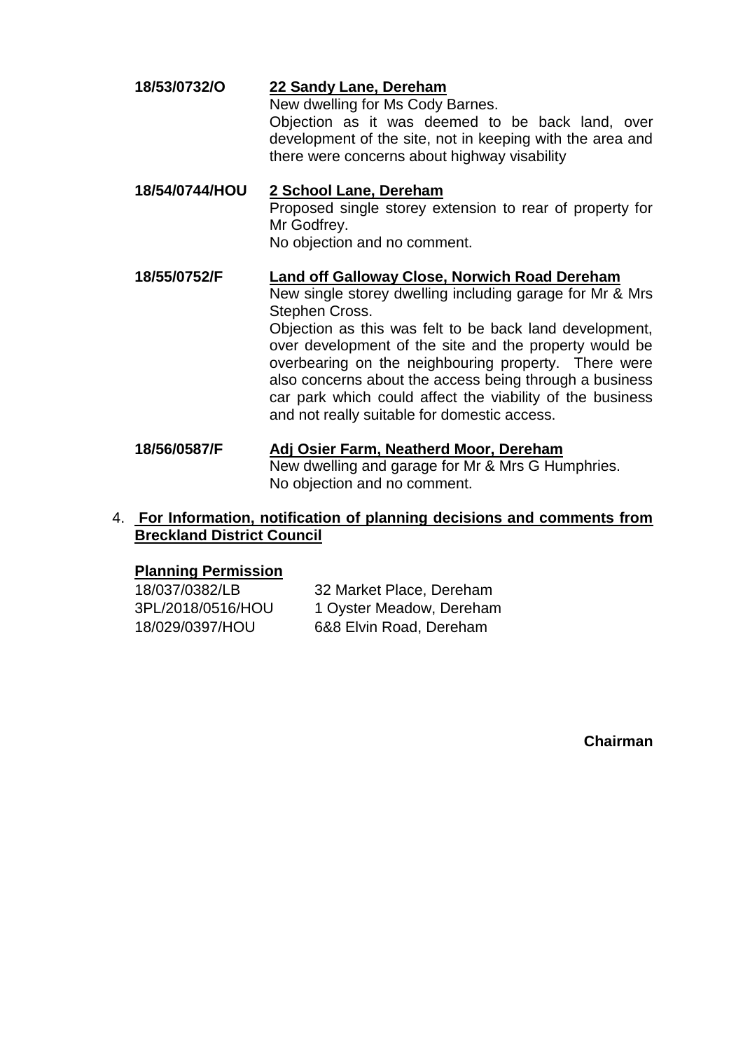**18/53/0732/O** **22 Sandy Lane, Dereham**

New dwelling for Ms Cody Barnes.
Objection as it was deemed to be back land, over development of the site, not in keeping with the area and there were concerns about highway visability

**18/54/0744/HOU** **2 School Lane, Dereham**

Proposed single storey extension to rear of property for Mr Godfrey.
No objection and no comment.

**18/55/0752/F** **Land off Galloway Close, Norwich Road Dereham**

New single storey dwelling including garage for Mr & Mrs Stephen Cross.
Objection as this was felt to be back land development, over development of the site and the property would be overbearing on the neighbouring property. There were also concerns about the access being through a business car park which could affect the viability of the business and not really suitable for domestic access.

**18/56/0587/F** **Adj Osier Farm, Neatherd Moor, Dereham**

New dwelling and garage for Mr & Mrs G Humphries.
No objection and no comment.

4. **For Information, notification of planning decisions and comments from Breckland District Council**

**Planning Permission**

| | |
|---|---|
| 18/037/0382/LB | 32 Market Place, Dereham |
| 3PL/2018/0516/HOU | 1 Oyster Meadow, Dereham |
| 18/029/0397/HOU | 6&8 Elvin Road, Dereham |

**Chairman**